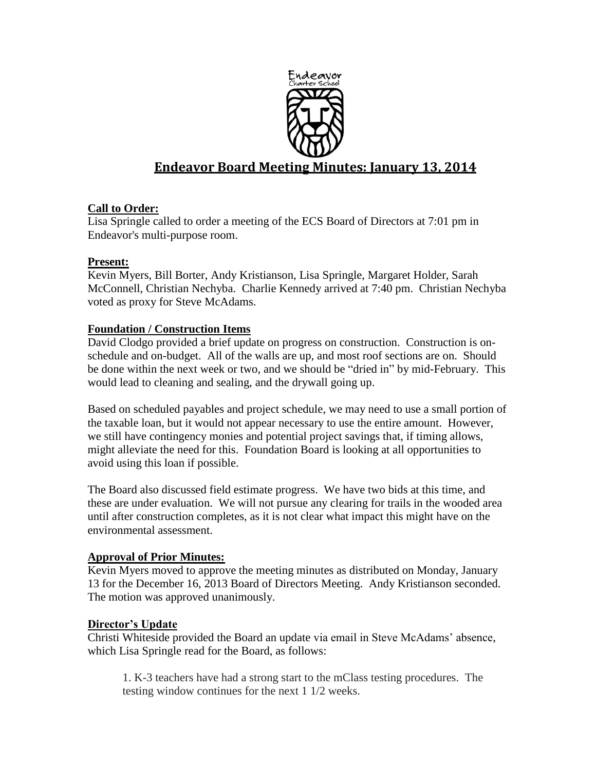# Endeavor Board Meeting Minutes: January 13, 2014

**Call to Order:**

Lisa Springle called to order a meeting of the ECS Board of Directors at 7:01 pm in Endeavor's multi-purpose room.

**Present:**

Kevin Myers, Bill Borter, Andy Kristianson, Lisa Springle, Margaret Holder, Sarah McConnell, Christian Nechyba. Charlie Kennedy arrived at 7:40 pm. Christian Nechyba voted as proxy for Steve McAdams.

**Foundation / Construction Items**

David Clodgo provided a brief update on progress on construction. Construction is on-schedule and on-budget. All of the walls are up, and most roof sections are on. Should be done within the next week or two, and we should be "dried in" by mid-February. This would lead to cleaning and sealing, and the drywall going up.

Based on scheduled payables and project schedule, we may need to use a small portion of the taxable loan, but it would not appear necessary to use the entire amount. However, we still have contingency monies and potential project savings that, if timing allows, might alleviate the need for this. Foundation Board is looking at all opportunities to avoid using this loan if possible.

The Board also discussed field estimate progress. We have two bids at this time, and these are under evaluation. We will not pursue any clearing for trails in the wooded area until after construction completes, as it is not clear what impact this might have on the environmental assessment.

**Approval of Prior Minutes:**

Kevin Myers moved to approve the meeting minutes as distributed on Monday, January 13 for the December 16, 2013 Board of Directors Meeting. Andy Kristianson seconded. The motion was approved unanimously.

**Director's Update**

Christi Whiteside provided the Board an update via email in Steve McAdams' absence, which Lisa Springle read for the Board, as follows:

> 1. K-3 teachers have had a strong start to the mClass testing procedures. The testing window continues for the next 1 1/2 weeks.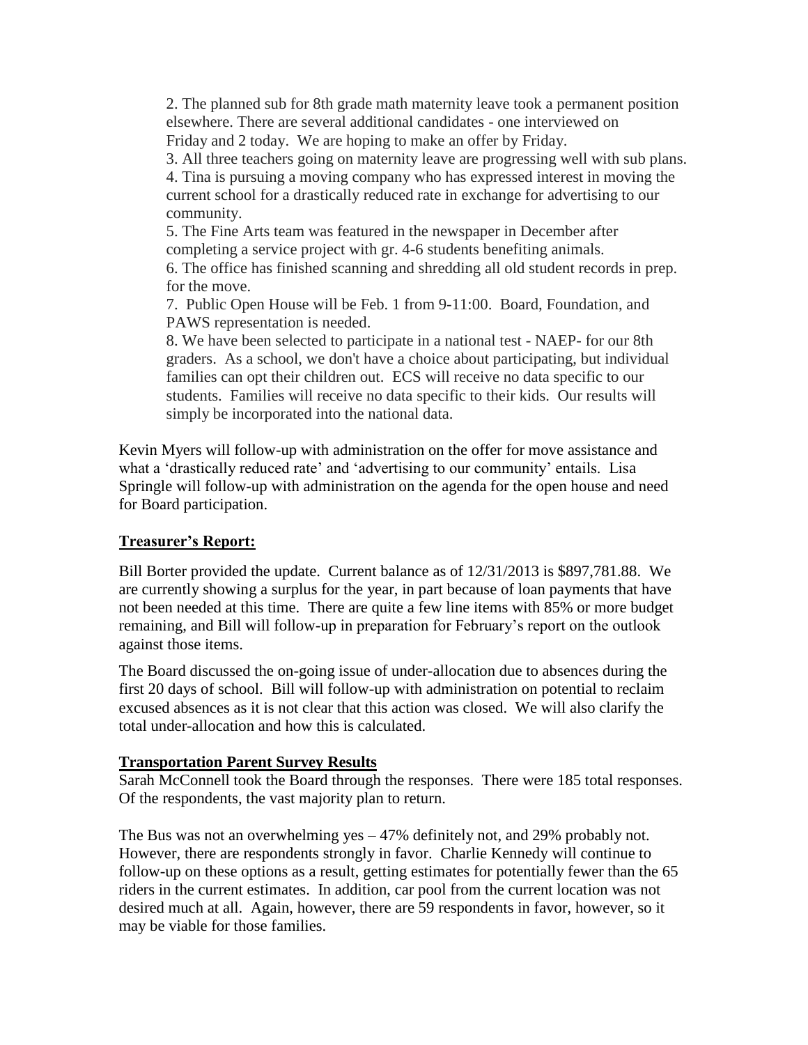2. The planned sub for 8th grade math maternity leave took a permanent position elsewhere. There are several additional candidates - one interviewed on Friday and 2 today. We are hoping to make an offer by Friday.
3. All three teachers going on maternity leave are progressing well with sub plans.
4. Tina is pursuing a moving company who has expressed interest in moving the current school for a drastically reduced rate in exchange for advertising to our community.
5. The Fine Arts team was featured in the newspaper in December after completing a service project with gr. 4-6 students benefiting animals.
6. The office has finished scanning and shredding all old student records in prep. for the move.
7. Public Open House will be Feb. 1 from 9-11:00. Board, Foundation, and PAWS representation is needed.
8. We have been selected to participate in a national test - NAEP- for our 8th graders. As a school, we don't have a choice about participating, but individual families can opt their children out. ECS will receive no data specific to our students. Families will receive no data specific to their kids. Our results will simply be incorporated into the national data.

Kevin Myers will follow-up with administration on the offer for move assistance and what a 'drastically reduced rate' and 'advertising to our community' entails. Lisa Springle will follow-up with administration on the agenda for the open house and need for Board participation.

**Treasurer's Report:**

Bill Borter provided the update. Current balance as of 12/31/2013 is $897,781.88. We are currently showing a surplus for the year, in part because of loan payments that have not been needed at this time. There are quite a few line items with 85% or more budget remaining, and Bill will follow-up in preparation for February's report on the outlook against those items.

The Board discussed the on-going issue of under-allocation due to absences during the first 20 days of school. Bill will follow-up with administration on potential to reclaim excused absences as it is not clear that this action was closed. We will also clarify the total under-allocation and how this is calculated.

**Transportation Parent Survey Results**

Sarah McConnell took the Board through the responses. There were 185 total responses. Of the respondents, the vast majority plan to return.

The Bus was not an overwhelming yes – 47% definitely not, and 29% probably not. However, there are respondents strongly in favor. Charlie Kennedy will continue to follow-up on these options as a result, getting estimates for potentially fewer than the 65 riders in the current estimates. In addition, car pool from the current location was not desired much at all. Again, however, there are 59 respondents in favor, however, so it may be viable for those families.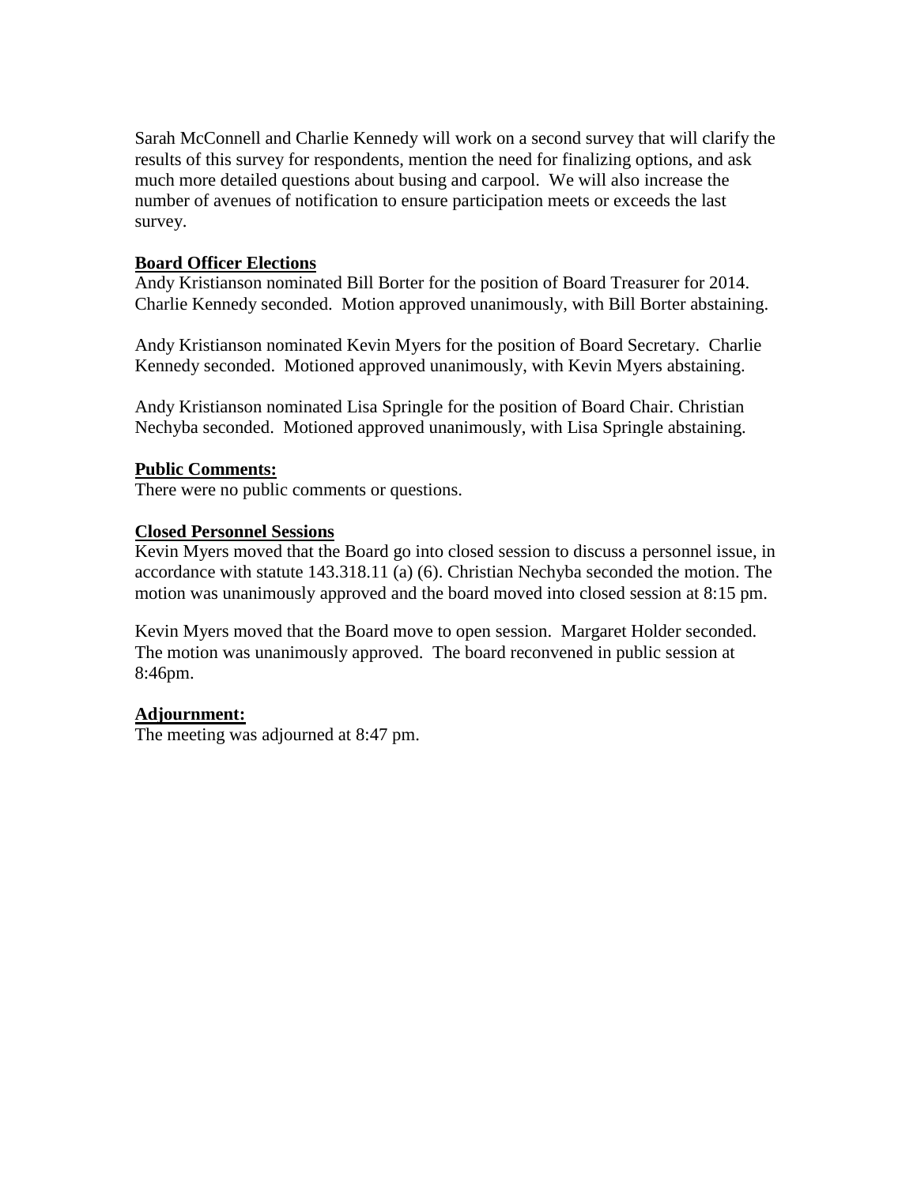Sarah McConnell and Charlie Kennedy will work on a second survey that will clarify the results of this survey for respondents, mention the need for finalizing options, and ask much more detailed questions about busing and carpool. We will also increase the number of avenues of notification to ensure participation meets or exceeds the last survey.

**Board Officer Elections**

Andy Kristianson nominated Bill Borter for the position of Board Treasurer for 2014. Charlie Kennedy seconded. Motion approved unanimously, with Bill Borter abstaining.

Andy Kristianson nominated Kevin Myers for the position of Board Secretary. Charlie Kennedy seconded. Motioned approved unanimously, with Kevin Myers abstaining.

Andy Kristianson nominated Lisa Springle for the position of Board Chair. Christian Nechyba seconded. Motioned approved unanimously, with Lisa Springle abstaining.

**Public Comments:**

There were no public comments or questions.

**Closed Personnel Sessions**

Kevin Myers moved that the Board go into closed session to discuss a personnel issue, in accordance with statute 143.318.11 (a) (6). Christian Nechyba seconded the motion. The motion was unanimously approved and the board moved into closed session at 8:15 pm.

Kevin Myers moved that the Board move to open session. Margaret Holder seconded. The motion was unanimously approved. The board reconvened in public session at 8:46pm.

**Adjournment:**

The meeting was adjourned at 8:47 pm.